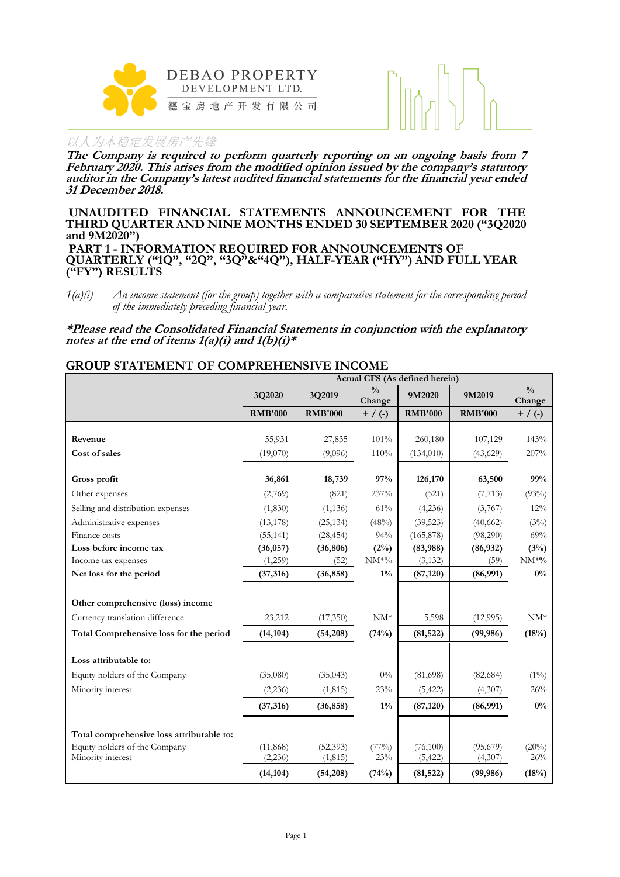DEBAO PROPERTY DEVELOPMENT LTD.

德宝房地产开发有限公司

以人为本稳定发展房产先锋

***The Company is required to perform quarterly reporting on an ongoing basis from 7 February 2020. This arises from the modified opinion issued by the company's statutory auditor in the Company's latest audited financial statements for the financial year ended 31 December 2018.***

## UNAUDITED FINANCIAL STATEMENTS ANNOUNCEMENT FOR THE THIRD QUARTER AND NINE MONTHS ENDED 30 SEPTEMBER 2020 ("3Q2020 and 9M2020")

## PART 1 - INFORMATION REQUIRED FOR ANNOUNCEMENTS OF QUARTERLY ("1Q", "2Q", "3Q"&"4Q"), HALF-YEAR ("HY") AND FULL YEAR ("FY") RESULTS

*1(a)(i) An income statement (for the group) together with a comparative statement for the corresponding period of the immediately preceding financial year.*

***\*Please read the Consolidated Financial Statements in conjunction with the explanatory notes at the end of items 1(a)(i) and 1(b)(i)\****

### GROUP STATEMENT OF COMPREHENSIVE INCOME

| | Actual CFS (As defined herein) | | | | | |
|---|---|---|---|---|---|---|
| | 3Q2020 | 3Q2019 | % Change | 9M2020 | 9M2019 | % Change |
| | RMB'000 | RMB'000 | + / (-) | RMB'000 | RMB'000 | + / (-) |
| **Revenue** | 55,931 | 27,835 | 101% | 260,180 | 107,129 | 143% |
| **Cost of sales** | (19,070) | (9,096) | 110% | (134,010) | (43,629) | 207% |
| **Gross profit** | **36,861** | **18,739** | **97%** | **126,170** | **63,500** | **99%** |
| Other expenses | (2,769) | (821) | 237% | (521) | (7,713) | (93%) |
| Selling and distribution expenses | (1,830) | (1,136) | 61% | (4,236) | (3,767) | 12% |
| Administrative expenses | (13,178) | (25,134) | (48%) | (39,523) | (40,662) | (3%) |
| Finance costs | (55,141) | (28,454) | 94% | (165,878) | (98,290) | 69% |
| **Loss before income tax** | **(36,057)** | **(36,806)** | **(2%)** | **(83,988)** | **(86,932)** | **(3%)** |
| Income tax expenses | (1,259) | (52) | NM*% | (3,132) | (59) | NM*% |
| **Net loss for the period** | **(37,316)** | **(36,858)** | **1%** | **(87,120)** | **(86,991)** | **0%** |
| **Other comprehensive (loss) income** | | | | | | |
| Currency translation difference | 23,212 | (17,350) | NM* | 5,598 | (12,995) | NM* |
| **Total Comprehensive loss for the period** | **(14,104)** | **(54,208)** | **(74%)** | **(81,522)** | **(99,986)** | **(18%)** |
| **Loss attributable to:** | | | | | | |
| Equity holders of the Company | (35,080) | (35,043) | 0% | (81,698) | (82,684) | (1%) |
| Minority interest | (2,236) | (1,815) | 23% | (5,422) | (4,307) | 26% |
| | **(37,316)** | **(36,858)** | **1%** | **(87,120)** | **(86,991)** | **0%** |
| **Total comprehensive loss attributable to:** | | | | | | |
| Equity holders of the Company | (11,868) | (52,393) | (77%) | (76,100) | (95,679) | (20%) |
| Minority interest | (2,236) | (1,815) | 23% | (5,422) | (4,307) | 26% |
| | **(14,104)** | **(54,208)** | **(74%)** | **(81,522)** | **(99,986)** | **(18%)** |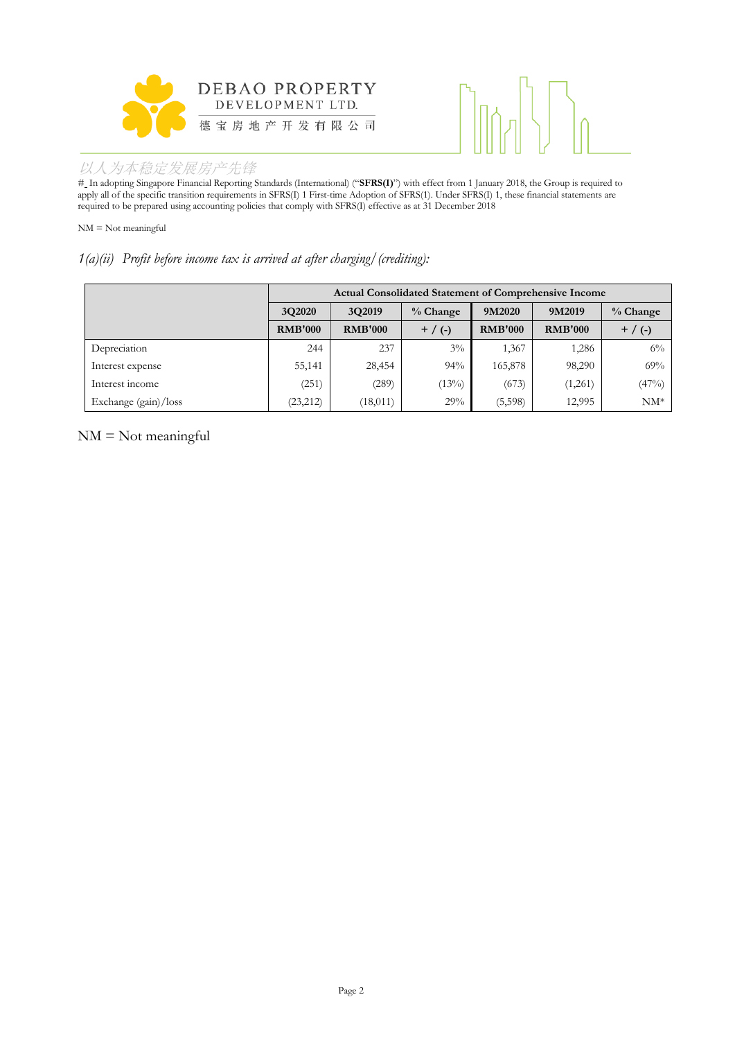#_ In adopting Singapore Financial Reporting Standards (International) ("**SFRS(I)**") with effect from 1 January 2018, the Group is required to apply all of the specific transition requirements in SFRS(I) 1 First-time Adoption of SFRS(1). Under SFRS(I) 1, these financial statements are required to be prepared using accounting policies that comply with SFRS(I) effective as at 31 December 2018

NM = Not meaningful

### *1(a)(ii) Profit before income tax is arrived at after charging/(crediting):*

| | **Actual Consolidated Statement of Comprehensive Income** | | | | | |
|---|---|---|---|---|---|---|
| | **3Q2020** | **3Q2019** | **% Change** | **9M2020** | **9M2019** | **% Change** |
| | **RMB'000** | **RMB'000** | **+ / (-)** | **RMB'000** | **RMB'000** | **+ / (-)** |
| Depreciation | 244 | 237 | 3% | 1,367 | 1,286 | 6% |
| Interest expense | 55,141 | 28,454 | 94% | 165,878 | 98,290 | 69% |
| Interest income | (251) | (289) | (13%) | (673) | (1,261) | (47%) |
| Exchange (gain)/loss | (23,212) | (18,011) | 29% | (5,598) | 12,995 | NM* |

NM = Not meaningful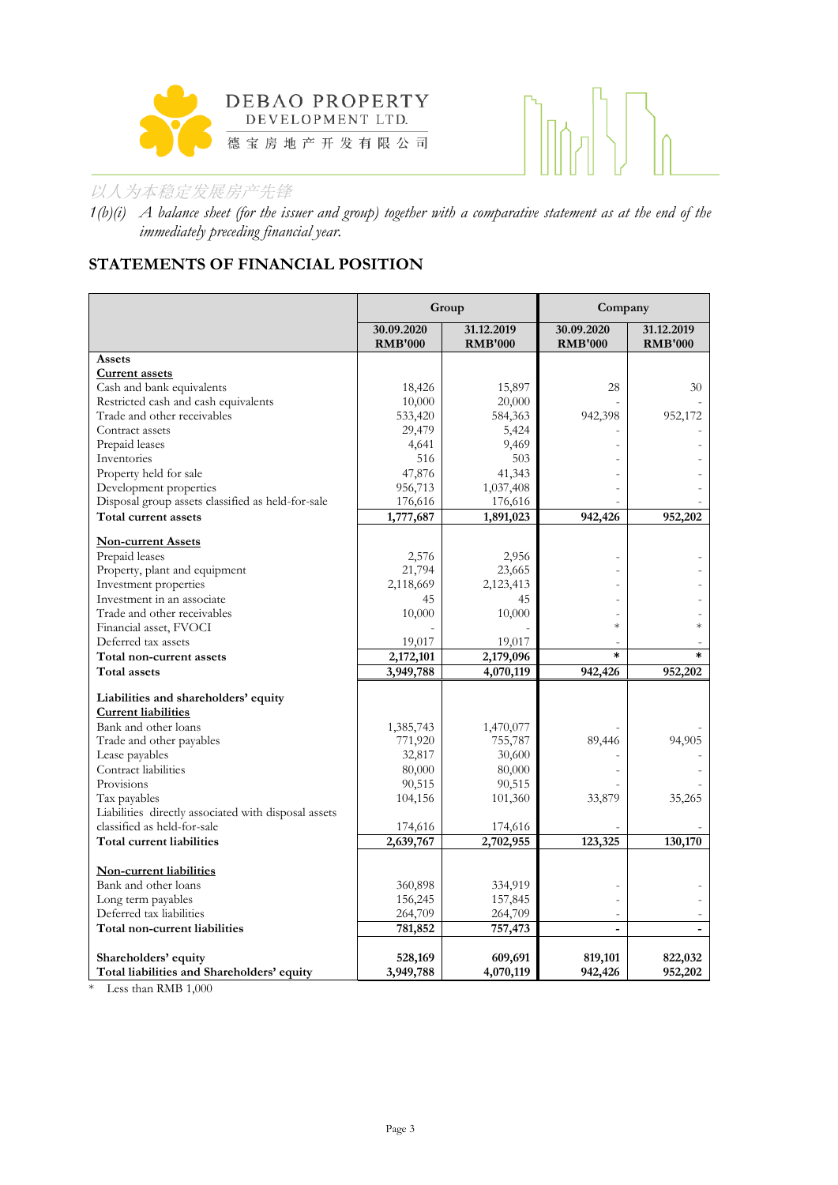DEBAO PROPERTY DEVELOPMENT LTD.
德宝房地产开发有限公司

以人为本稳定发展房产先锋

*1(b)(i) A balance sheet (for the issuer and group) together with a comparative statement as at the end of the immediately preceding financial year.*

## STATEMENTS OF FINANCIAL POSITION

| | Group | | Company | |
|---|---|---|---|---|
| | **30.09.2020 RMB'000** | **31.12.2019 RMB'000** | **30.09.2020 RMB'000** | **31.12.2019 RMB'000** |
| **Assets** | | | | |
| **Current assets** | | | | |
| Cash and bank equivalents | 18,426 | 15,897 | 28 | 30 |
| Restricted cash and cash equivalents | 10,000 | 20,000 | - | - |
| Trade and other receivables | 533,420 | 584,363 | 942,398 | 952,172 |
| Contract assets | 29,479 | 5,424 | - | - |
| Prepaid leases | 4,641 | 9,469 | - | - |
| Inventories | 516 | 503 | - | - |
| Property held for sale | 47,876 | 41,343 | - | - |
| Development properties | 956,713 | 1,037,408 | - | - |
| Disposal group assets classified as held-for-sale | 176,616 | 176,616 | - | - |
| **Total current assets** | **1,777,687** | **1,891,023** | **942,426** | **952,202** |
| **Non-current Assets** | | | | |
| Prepaid leases | 2,576 | 2,956 | - | - |
| Property, plant and equipment | 21,794 | 23,665 | - | - |
| Investment properties | 2,118,669 | 2,123,413 | - | - |
| Investment in an associate | 45 | 45 | - | - |
| Trade and other receivables | 10,000 | 10,000 | - | - |
| Financial asset, FVOCI | - | - | * | * |
| Deferred tax assets | 19,017 | 19,017 | - | - |
| **Total non-current assets** | **2,172,101** | **2,179,096** | * | * |
| **Total assets** | **3,949,788** | **4,070,119** | **942,426** | **952,202** |
| **Liabilities and shareholders' equity** | | | | |
| **Current liabilities** | | | | |
| Bank and other loans | 1,385,743 | 1,470,077 | - | - |
| Trade and other payables | 771,920 | 755,787 | 89,446 | 94,905 |
| Lease payables | 32,817 | 30,600 | - | - |
| Contract liabilities | 80,000 | 80,000 | - | - |
| Provisions | 90,515 | 90,515 | - | - |
| Tax payables | 104,156 | 101,360 | 33,879 | 35,265 |
| Liabilities directly associated with disposal assets classified as held-for-sale | 174,616 | 174,616 | - | - |
| **Total current liabilities** | **2,639,767** | **2,702,955** | **123,325** | **130,170** |
| **Non-current liabilities** | | | | |
| Bank and other loans | 360,898 | 334,919 | - | - |
| Long term payables | 156,245 | 157,845 | - | - |
| Deferred tax liabilities | 264,709 | 264,709 | - | - |
| **Total non-current liabilities** | **781,852** | **757,473** | **-** | **-** |
| **Shareholders' equity** | **528,169** | **609,691** | **819,101** | **822,032** |
| **Total liabilities and Shareholders' equity** | **3,949,788** | **4,070,119** | **942,426** | **952,202** |

\* Less than RMB 1,000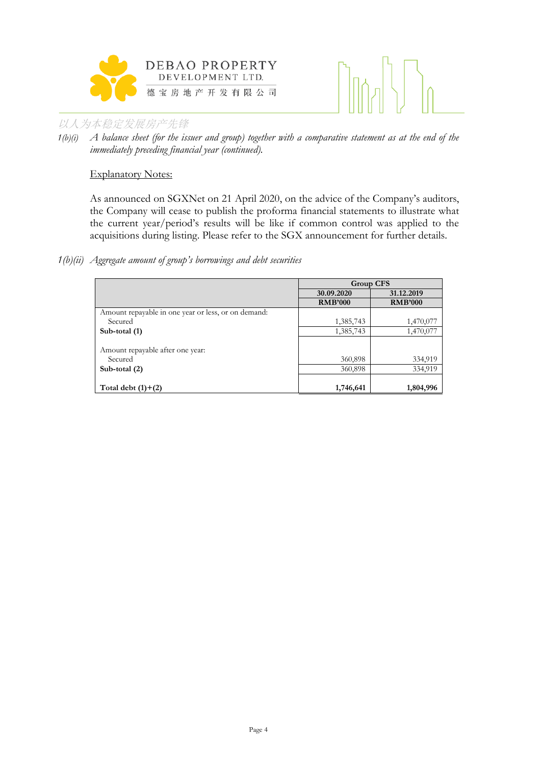1(b)(i) *A balance sheet (for the issuer and group) together with a comparative statement as at the end of the immediately preceding financial year (continued).*

Explanatory Notes:

As announced on SGXNet on 21 April 2020, on the advice of the Company's auditors, the Company will cease to publish the proforma financial statements to illustrate what the current year/period's results will be like if common control was applied to the acquisitions during listing. Please refer to the SGX announcement for further details.

1(b)(ii) *Aggregate amount of group's borrowings and debt securities*

| | Group CFS | |
|---|---|---|
| | **30.09.2020** | **31.12.2019** |
| | **RMB'000** | **RMB'000** |
| Amount repayable in one year or less, or on demand: | | |
| Secured | 1,385,743 | 1,470,077 |
| **Sub-total (1)** | 1,385,743 | 1,470,077 |
| Amount repayable after one year: | | |
| Secured | 360,898 | 334,919 |
| **Sub-total (2)** | 360,898 | 334,919 |
| **Total debt (1)+(2)** | **1,746,641** | **1,804,996** |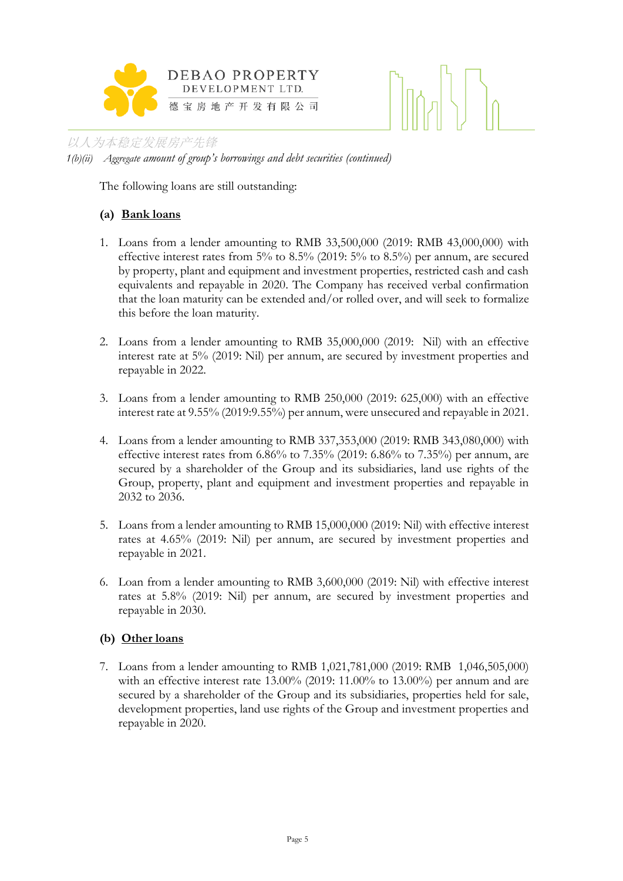*1(b)(ii) Aggregate amount of group's borrowings and debt securities (continued)*

The following loans are still outstanding:

**(a) <u>Bank loans</u>**

1. Loans from a lender amounting to RMB 33,500,000 (2019: RMB 43,000,000) with effective interest rates from 5% to 8.5% (2019: 5% to 8.5%) per annum, are secured by property, plant and equipment and investment properties, restricted cash and cash equivalents and repayable in 2020. The Company has received verbal confirmation that the loan maturity can be extended and/or rolled over, and will seek to formalize this before the loan maturity.

2. Loans from a lender amounting to RMB 35,000,000 (2019: Nil) with an effective interest rate at 5% (2019: Nil) per annum, are secured by investment properties and repayable in 2022.

3. Loans from a lender amounting to RMB 250,000 (2019: 625,000) with an effective interest rate at 9.55% (2019:9.55%) per annum, were unsecured and repayable in 2021.

4. Loans from a lender amounting to RMB 337,353,000 (2019: RMB 343,080,000) with effective interest rates from 6.86% to 7.35% (2019: 6.86% to 7.35%) per annum, are secured by a shareholder of the Group and its subsidiaries, land use rights of the Group, property, plant and equipment and investment properties and repayable in 2032 to 2036.

5. Loans from a lender amounting to RMB 15,000,000 (2019: Nil) with effective interest rates at 4.65% (2019: Nil) per annum, are secured by investment properties and repayable in 2021.

6. Loan from a lender amounting to RMB 3,600,000 (2019: Nil) with effective interest rates at 5.8% (2019: Nil) per annum, are secured by investment properties and repayable in 2030.

**(b) <u>Other loans</u>**

7. Loans from a lender amounting to RMB 1,021,781,000 (2019: RMB 1,046,505,000) with an effective interest rate 13.00% (2019: 11.00% to 13.00%) per annum and are secured by a shareholder of the Group and its subsidiaries, properties held for sale, development properties, land use rights of the Group and investment properties and repayable in 2020.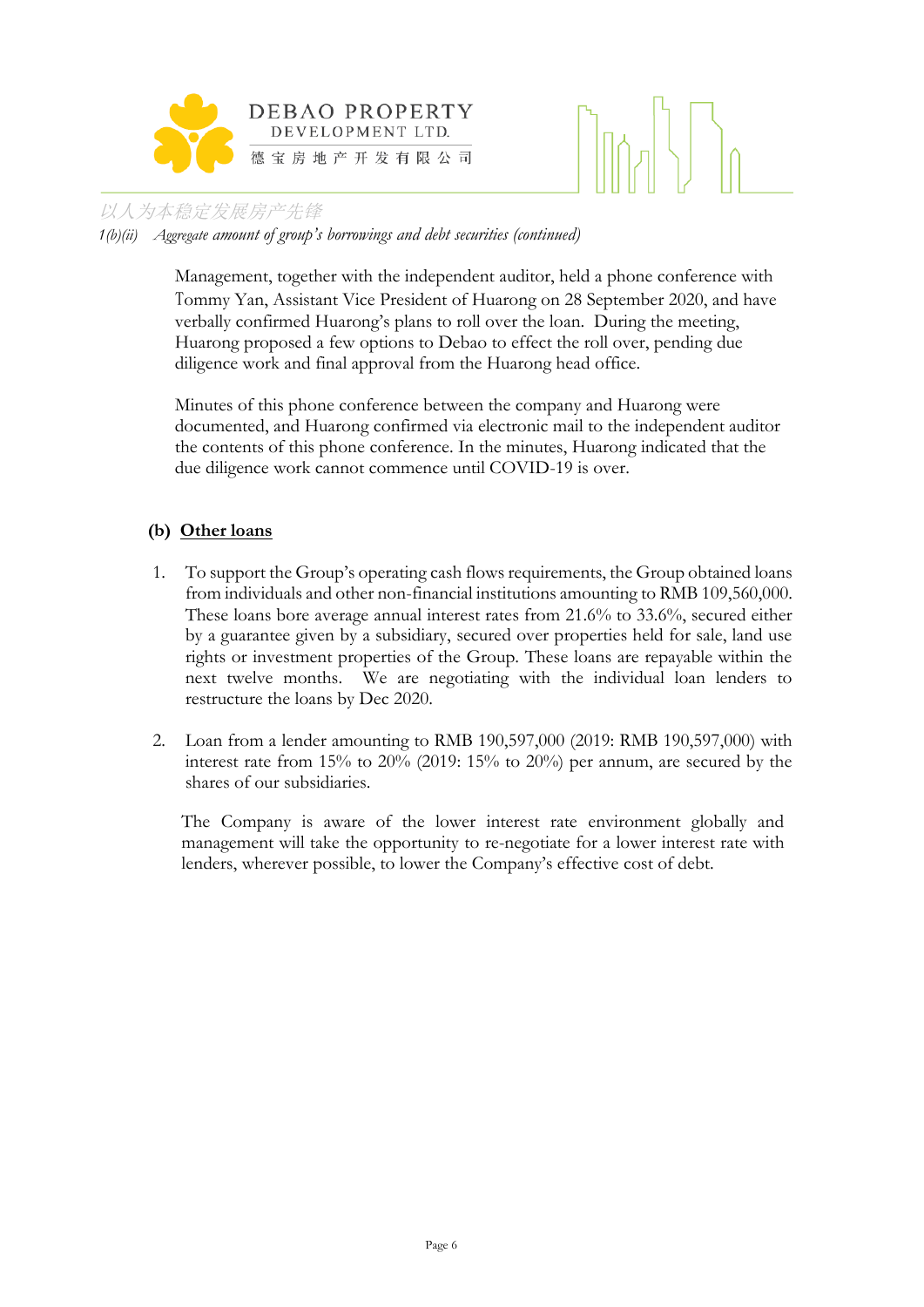*1(b)(ii) Aggregate amount of group's borrowings and debt securities (continued)*

Management, together with the independent auditor, held a phone conference with Tommy Yan, Assistant Vice President of Huarong on 28 September 2020, and have verbally confirmed Huarong's plans to roll over the loan. During the meeting, Huarong proposed a few options to Debao to effect the roll over, pending due diligence work and final approval from the Huarong head office.

Minutes of this phone conference between the company and Huarong were documented, and Huarong confirmed via electronic mail to the independent auditor the contents of this phone conference. In the minutes, Huarong indicated that the due diligence work cannot commence until COVID-19 is over.

**(b) Other loans**

1. To support the Group's operating cash flows requirements, the Group obtained loans from individuals and other non-financial institutions amounting to RMB 109,560,000. These loans bore average annual interest rates from 21.6% to 33.6%, secured either by a guarantee given by a subsidiary, secured over properties held for sale, land use rights or investment properties of the Group. These loans are repayable within the next twelve months. We are negotiating with the individual loan lenders to restructure the loans by Dec 2020.

2. Loan from a lender amounting to RMB 190,597,000 (2019: RMB 190,597,000) with interest rate from 15% to 20% (2019: 15% to 20%) per annum, are secured by the shares of our subsidiaries.

The Company is aware of the lower interest rate environment globally and management will take the opportunity to re-negotiate for a lower interest rate with lenders, wherever possible, to lower the Company's effective cost of debt.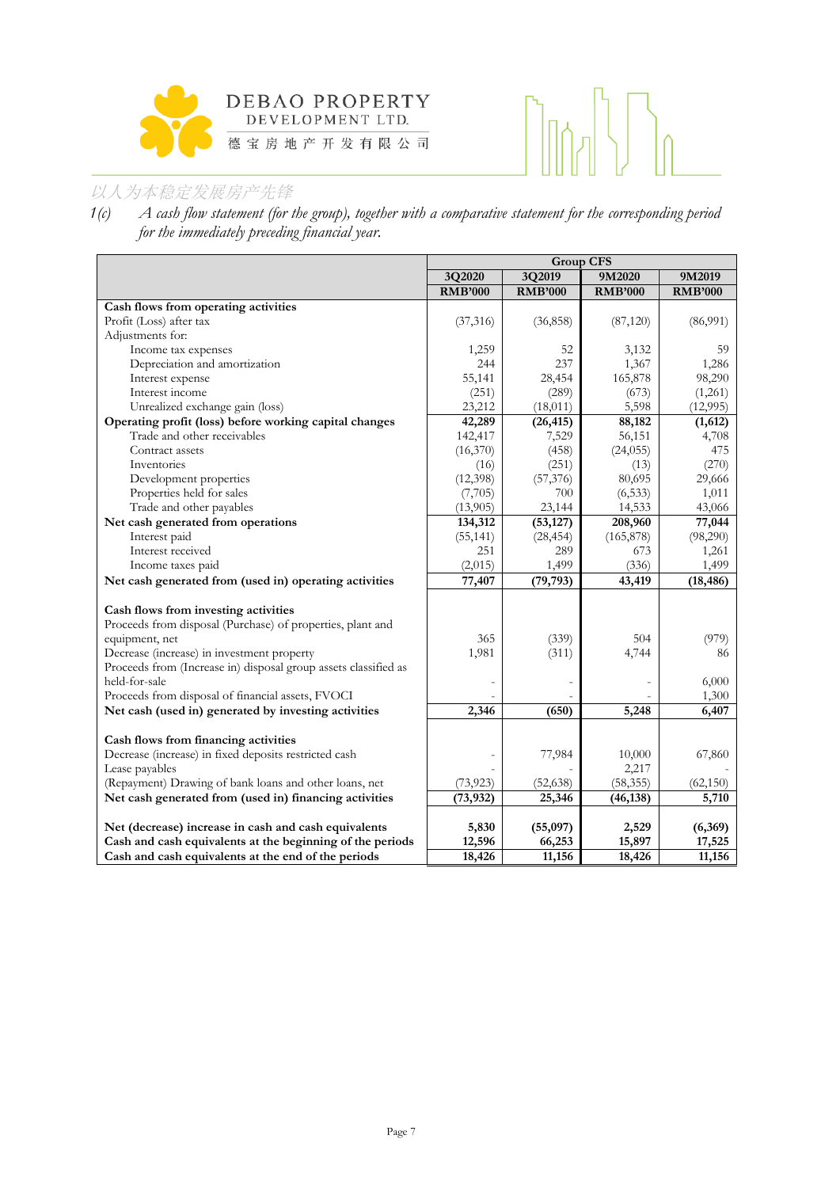1(c) *A cash flow statement (for the group), together with a comparative statement for the corresponding period for the immediately preceding financial year.*

| | Group CFS | | | |
|---|---|---|---|---|
| | 3Q2020 | 3Q2019 | 9M2020 | 9M2019 |
| | RMB'000 | RMB'000 | RMB'000 | RMB'000 |
| **Cash flows from operating activities** | | | | |
| Profit (Loss) after tax | (37,316) | (36,858) | (87,120) | (86,991) |
| Adjustments for: | | | | |
| Income tax expenses | 1,259 | 52 | 3,132 | 59 |
| Depreciation and amortization | 244 | 237 | 1,367 | 1,286 |
| Interest expense | 55,141 | 28,454 | 165,878 | 98,290 |
| Interest income | (251) | (289) | (673) | (1,261) |
| Unrealized exchange gain (loss) | 23,212 | (18,011) | 5,598 | (12,995) |
| **Operating profit (loss) before working capital changes** | **42,289** | **(26,415)** | **88,182** | **(1,612)** |
| Trade and other receivables | 142,417 | 7,529 | 56,151 | 4,708 |
| Contract assets | (16,370) | (458) | (24,055) | 475 |
| Inventories | (16) | (251) | (13) | (270) |
| Development properties | (12,398) | (57,376) | 80,695 | 29,666 |
| Properties held for sales | (7,705) | 700 | (6,533) | 1,011 |
| Trade and other payables | (13,905) | 23,144 | 14,533 | 43,066 |
| **Net cash generated from operations** | **134,312** | **(53,127)** | **208,960** | **77,044** |
| Interest paid | (55,141) | (28,454) | (165,878) | (98,290) |
| Interest received | 251 | 289 | 673 | 1,261 |
| Income taxes paid | (2,015) | 1,499 | (336) | 1,499 |
| **Net cash generated from (used in) operating activities** | **77,407** | **(79,793)** | **43,419** | **(18,486)** |
| | | | | |
| **Cash flows from investing activities** | | | | |
| Proceeds from disposal (Purchase) of properties, plant and equipment, net | 365 | (339) | 504 | (979) |
| Decrease (increase) in investment property | 1,981 | (311) | 4,744 | 86 |
| Proceeds from (Increase in) disposal group assets classified as held-for-sale | - | - | - | 6,000 |
| Proceeds from disposal of financial assets, FVOCI | - | - | - | 1,300 |
| **Net cash (used in) generated by investing activities** | **2,346** | **(650)** | **5,248** | **6,407** |
| | | | | |
| **Cash flows from financing activities** | | | | |
| Decrease (increase) in fixed deposits restricted cash | - | 77,984 | 10,000 | 67,860 |
| Lease payables | - | - | 2,217 | - |
| (Repayment) Drawing of bank loans and other loans, net | (73,923) | (52,638) | (58,355) | (62,150) |
| **Net cash generated from (used in) financing activities** | **(73,932)** | **25,346** | **(46,138)** | **5,710** |
| | | | | |
| **Net (decrease) increase in cash and cash equivalents** | **5,830** | **(55,097)** | **2,529** | **(6,369)** |
| **Cash and cash equivalents at the beginning of the periods** | **12,596** | **66,253** | **15,897** | **17,525** |
| **Cash and cash equivalents at the end of the periods** | **18,426** | **11,156** | **18,426** | **11,156** |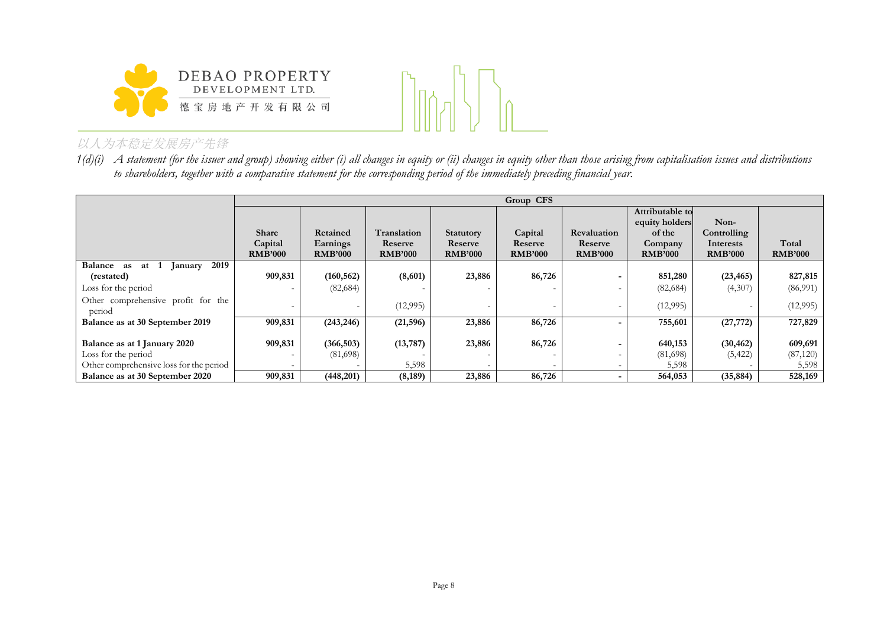*1(d)(i) A statement (for the issuer and group) showing either (i) all changes in equity or (ii) changes in equity other than those arising from capitalisation issues and distributions to shareholders, together with a comparative statement for the corresponding period of the immediately preceding financial year.*

| | Group CFS | | | | | | | | |
|---|---|---|---|---|---|---|---|---|---|
| | **Share Capital RMB'000** | **Retained Earnings RMB'000** | **Translation Reserve RMB'000** | **Statutory Reserve RMB'000** | **Capital Reserve RMB'000** | **Revaluation Reserve RMB'000** | **Attributable to equity holders of the Company RMB'000** | **Non-Controlling Interests RMB'000** | **Total RMB'000** |
| **Balance as at 1 January 2019 (restated)** | **909,831** | **(160,562)** | **(8,601)** | **23,886** | **86,726** | **-** | **851,280** | **(23,465)** | **827,815** |
| Loss for the period | - | (82,684) | - | - | - | - | (82,684) | (4,307) | (86,991) |
| Other comprehensive profit for the period | - | - | (12,995) | - | - | - | (12,995) | - | (12,995) |
| **Balance as at 30 September 2019** | **909,831** | **(243,246)** | **(21,596)** | **23,886** | **86,726** | **-** | **755,601** | **(27,772)** | **727,829** |
| **Balance as at 1 January 2020** | **909,831** | **(366,503)** | **(13,787)** | **23,886** | **86,726** | **-** | **640,153** | **(30,462)** | **609,691** |
| Loss for the period | - | (81,698) | - | - | - | - | (81,698) | (5,422) | (87,120) |
| Other comprehensive loss for the period | - | - | 5,598 | - | - | - | 5,598 | - | 5,598 |
| **Balance as at 30 September 2020** | **909,831** | **(448,201)** | **(8,189)** | **23,886** | **86,726** | **-** | **564,053** | **(35,884)** | **528,169** |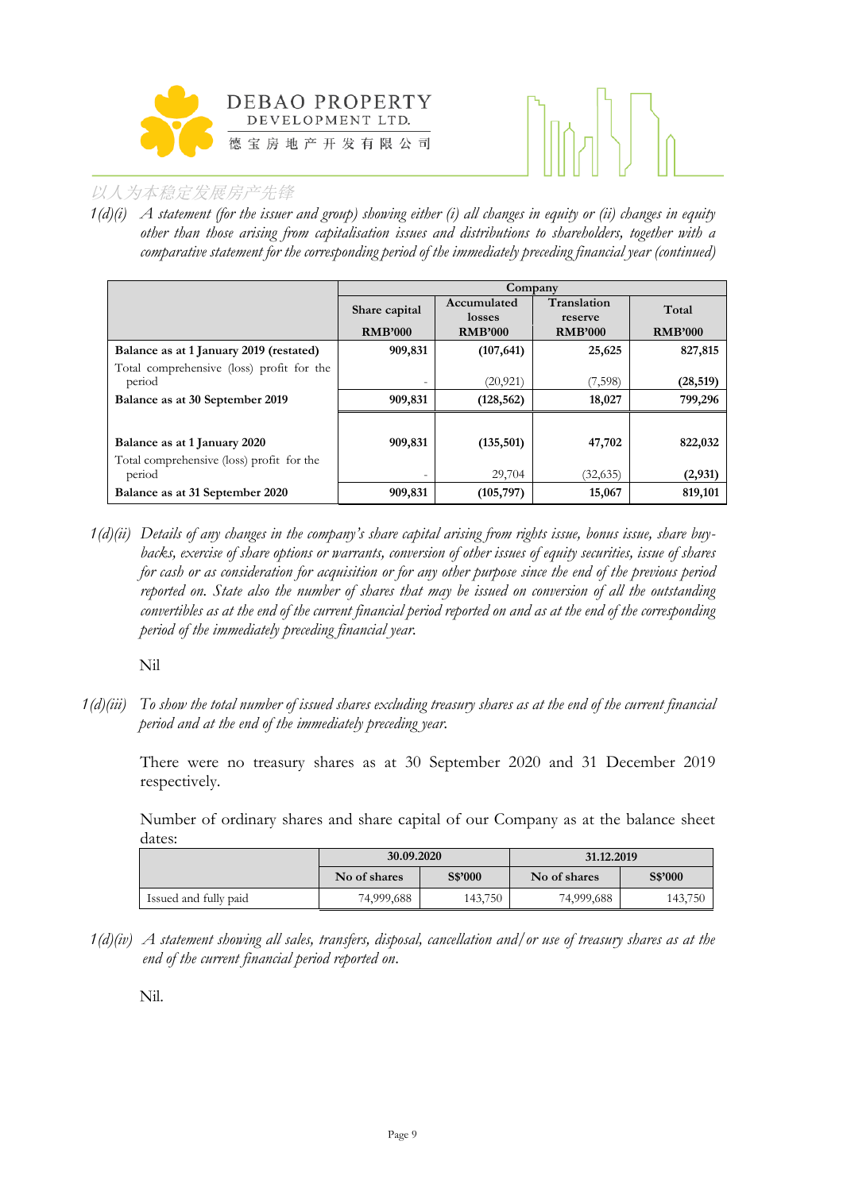1(d)(i) *A statement (for the issuer and group) showing either (i) all changes in equity or (ii) changes in equity other than those arising from capitalisation issues and distributions to shareholders, together with a comparative statement for the corresponding period of the immediately preceding financial year (continued)*

| | Company | | | |
|---|---|---|---|---|
| | Share capital | Accumulated losses | Translation reserve | Total |
| | RMB'000 | RMB'000 | RMB'000 | RMB'000 |
| **Balance as at 1 January 2019 (restated)** | **909,831** | **(107,641)** | **25,625** | **827,815** |
| Total comprehensive (loss) profit for the period | - | (20,921) | (7,598) | **(28,519)** |
| **Balance as at 30 September 2019** | **909,831** | **(128,562)** | **18,027** | **799,296** |
| | | | | |
| **Balance as at 1 January 2020** | **909,831** | **(135,501)** | **47,702** | **822,032** |
| Total comprehensive (loss) profit for the period | - | 29,704 | (32,635) | **(2,931)** |
| **Balance as at 31 September 2020** | **909,831** | **(105,797)** | **15,067** | **819,101** |

1(d)(ii) *Details of any changes in the company's share capital arising from rights issue, bonus issue, share buy-backs, exercise of share options or warrants, conversion of other issues of equity securities, issue of shares for cash or as consideration for acquisition or for any other purpose since the end of the previous period reported on. State also the number of shares that may be issued on conversion of all the outstanding convertibles as at the end of the current financial period reported on and as at the end of the corresponding period of the immediately preceding financial year.*

Nil

1(d)(iii) *To show the total number of issued shares excluding treasury shares as at the end of the current financial period and at the end of the immediately preceding year.*

There were no treasury shares as at 30 September 2020 and 31 December 2019 respectively.

Number of ordinary shares and share capital of our Company as at the balance sheet dates:

| | 30.09.2020 | | 31.12.2019 | |
|---|---|---|---|---|
| | No of shares | S$'000 | No of shares | S$'000 |
| Issued and fully paid | 74,999,688 | 143,750 | 74,999,688 | 143,750 |

1(d)(iv) *A statement showing all sales, transfers, disposal, cancellation and/or use of treasury shares as at the end of the current financial period reported on.*

Nil.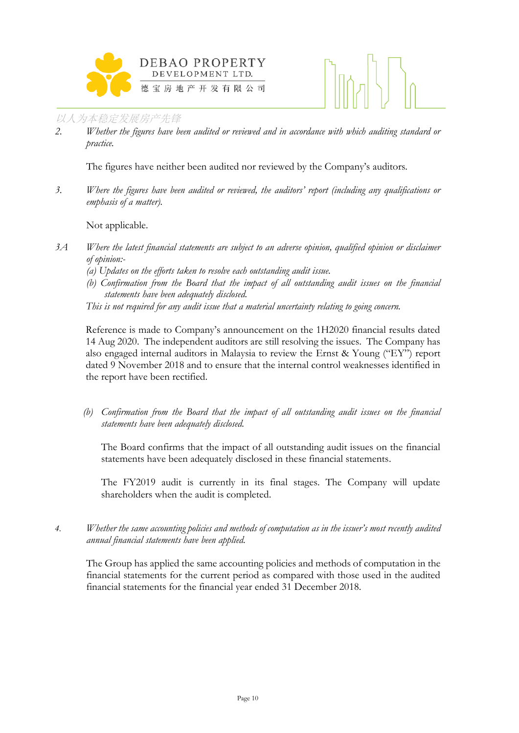2. *Whether the figures have been audited or reviewed and in accordance with which auditing standard or practice.*

The figures have neither been audited nor reviewed by the Company's auditors.

3. *Where the figures have been audited or reviewed, the auditors' report (including any qualifications or emphasis of a matter).*

Not applicable.

3A *Where the latest financial statements are subject to an adverse opinion, qualified opinion or disclaimer of opinion:-*
*(a) Updates on the efforts taken to resolve each outstanding audit issue.*
*(b) Confirmation from the Board that the impact of all outstanding audit issues on the financial statements have been adequately disclosed.*
*This is not required for any audit issue that a material uncertainty relating to going concern.*

Reference is made to Company's announcement on the 1H2020 financial results dated 14 Aug 2020. The independent auditors are still resolving the issues. The Company has also engaged internal auditors in Malaysia to review the Ernst & Young ("EY") report dated 9 November 2018 and to ensure that the internal control weaknesses identified in the report have been rectified.

*(b) Confirmation from the Board that the impact of all outstanding audit issues on the financial statements have been adequately disclosed.*

The Board confirms that the impact of all outstanding audit issues on the financial statements have been adequately disclosed in these financial statements.

The FY2019 audit is currently in its final stages. The Company will update shareholders when the audit is completed.

4. *Whether the same accounting policies and methods of computation as in the issuer's most recently audited annual financial statements have been applied.*

The Group has applied the same accounting policies and methods of computation in the financial statements for the current period as compared with those used in the audited financial statements for the financial year ended 31 December 2018.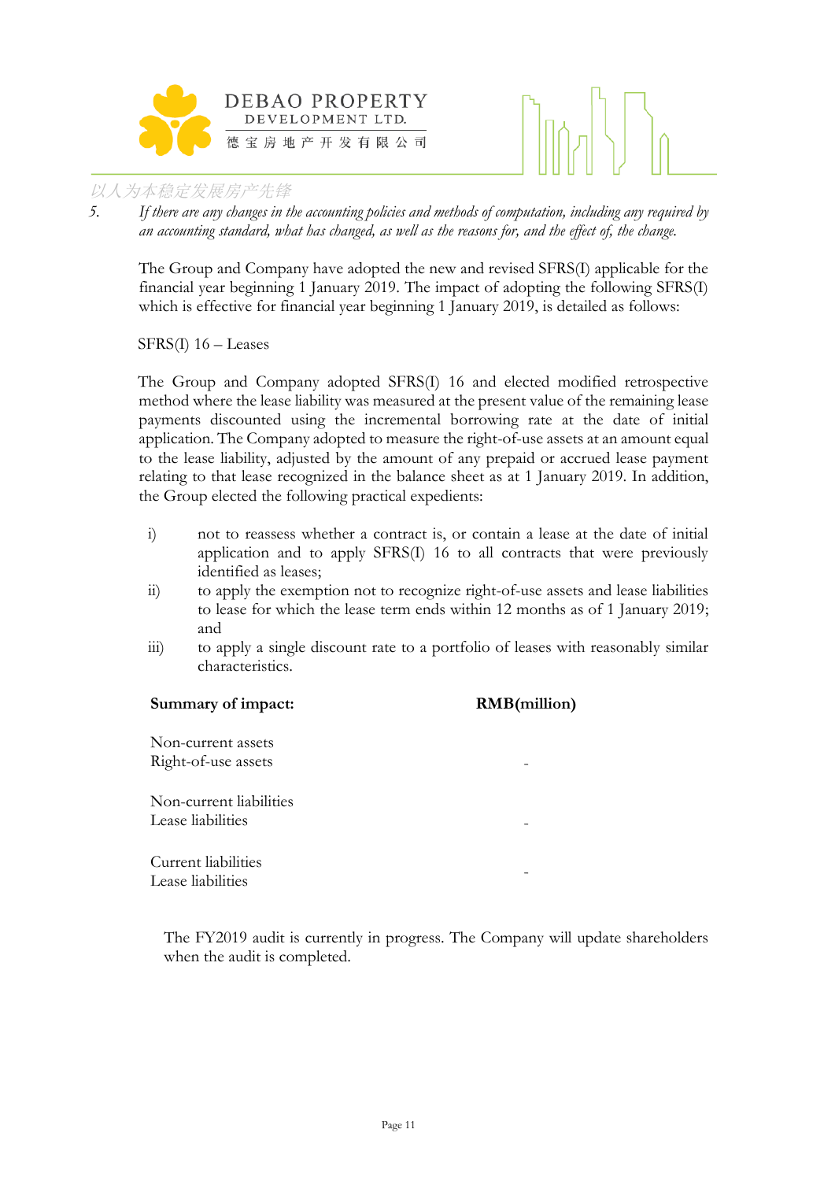5. *If there are any changes in the accounting policies and methods of computation, including any required by an accounting standard, what has changed, as well as the reasons for, and the effect of, the change.*

The Group and Company have adopted the new and revised SFRS(I) applicable for the financial year beginning 1 January 2019. The impact of adopting the following SFRS(I) which is effective for financial year beginning 1 January 2019, is detailed as follows:

SFRS(I) 16 – Leases

The Group and Company adopted SFRS(I) 16 and elected modified retrospective method where the lease liability was measured at the present value of the remaining lease payments discounted using the incremental borrowing rate at the date of initial application. The Company adopted to measure the right-of-use assets at an amount equal to the lease liability, adjusted by the amount of any prepaid or accrued lease payment relating to that lease recognized in the balance sheet as at 1 January 2019. In addition, the Group elected the following practical expedients:

i) not to reassess whether a contract is, or contain a lease at the date of initial application and to apply SFRS(I) 16 to all contracts that were previously identified as leases;

ii) to apply the exemption not to recognize right-of-use assets and lease liabilities to lease for which the lease term ends within 12 months as of 1 January 2019; and

iii) to apply a single discount rate to a portfolio of leases with reasonably similar characteristics.

| **Summary of impact:** | **RMB(million)** |
|---|---|
| Non-current assets | |
| Right-of-use assets | - |
| Non-current liabilities | |
| Lease liabilities | - |
| Current liabilities | |
| Lease liabilities | - |

The FY2019 audit is currently in progress. The Company will update shareholders when the audit is completed.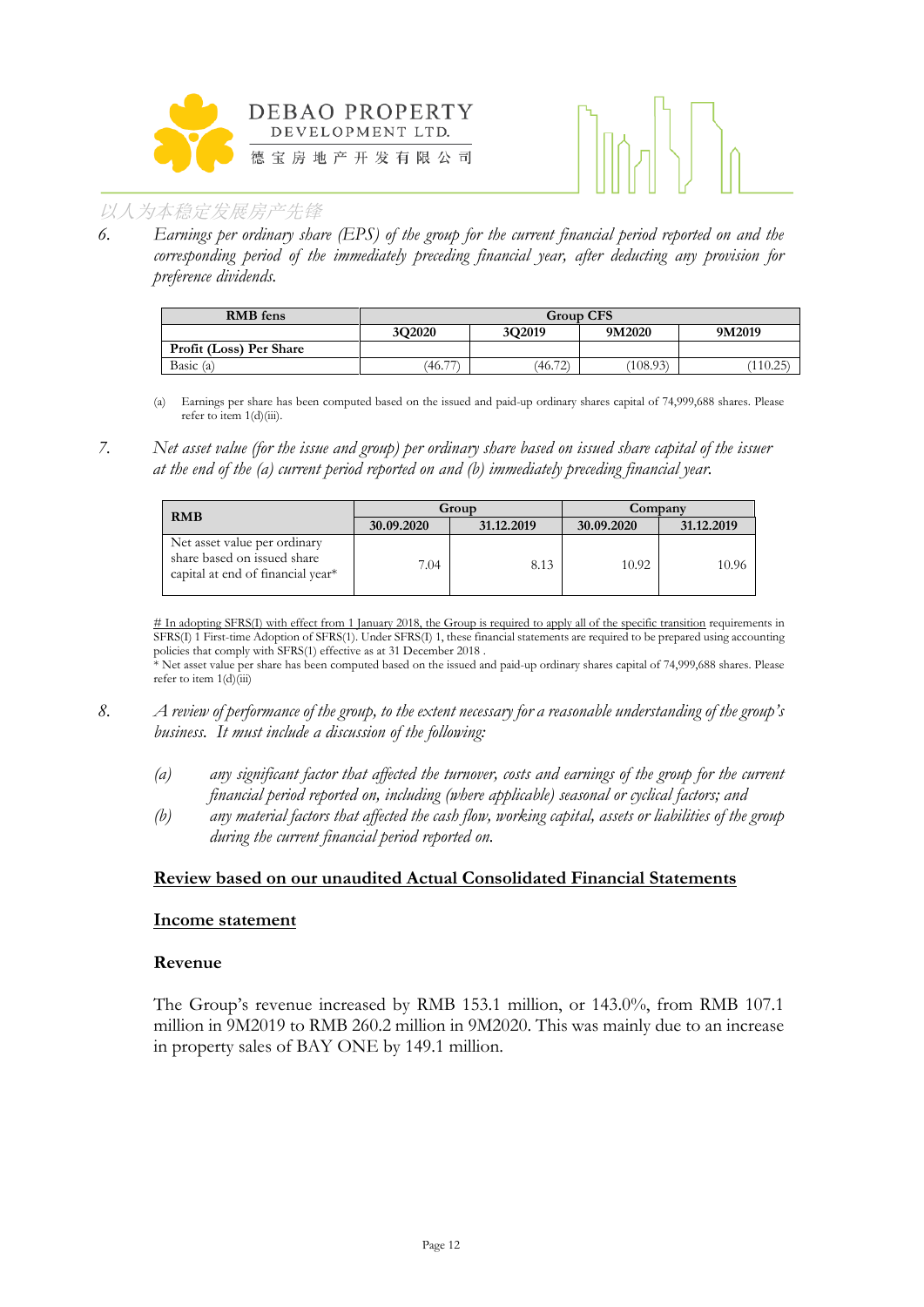6. *Earnings per ordinary share (EPS) of the group for the current financial period reported on and the corresponding period of the immediately preceding financial year, after deducting any provision for preference dividends.*

| RMB fens | Group CFS | | | |
|---|---|---|---|---|
| | 3Q2020 | 3Q2019 | 9M2020 | 9M2019 |
| **Profit (Loss) Per Share** | | | | |
| Basic (a) | (46.77) | (46.72) | (108.93) | (110.25) |

(a) Earnings per share has been computed based on the issued and paid-up ordinary shares capital of 74,999,688 shares. Please refer to item 1(d)(iii).

7. *Net asset value (for the issue and group) per ordinary share based on issued share capital of the issuer at the end of the (a) current period reported on and (b) immediately preceding financial year.*

| RMB | Group | | Company | |
|---|---|---|---|---|
| | 30.09.2020 | 31.12.2019 | 30.09.2020 | 31.12.2019 |
| Net asset value per ordinary share based on issued share capital at end of financial year* | 7.04 | 8.13 | 10.92 | 10.96 |

# In adopting SFRS(I) with effect from 1 January 2018, the Group is required to apply all of the specific transition requirements in SFRS(I) 1 First-time Adoption of SFRS(1). Under SFRS(I) 1, these financial statements are required to be prepared using accounting policies that comply with SFRS(1) effective as at 31 December 2018 .
* Net asset value per share has been computed based on the issued and paid-up ordinary shares capital of 74,999,688 shares. Please refer to item 1(d)(iii)

8. *A review of performance of the group, to the extent necessary for a reasonable understanding of the group's business. It must include a discussion of the following:*

   (a) *any significant factor that affected the turnover, costs and earnings of the group for the current financial period reported on, including (where applicable) seasonal or cyclical factors; and*
   
   (b) *any material factors that affected the cash flow, working capital, assets or liabilities of the group during the current financial period reported on.*

**Review based on our unaudited Actual Consolidated Financial Statements**

**Income statement**

**Revenue**

The Group's revenue increased by RMB 153.1 million, or 143.0%, from RMB 107.1 million in 9M2019 to RMB 260.2 million in 9M2020. This was mainly due to an increase in property sales of BAY ONE by 149.1 million.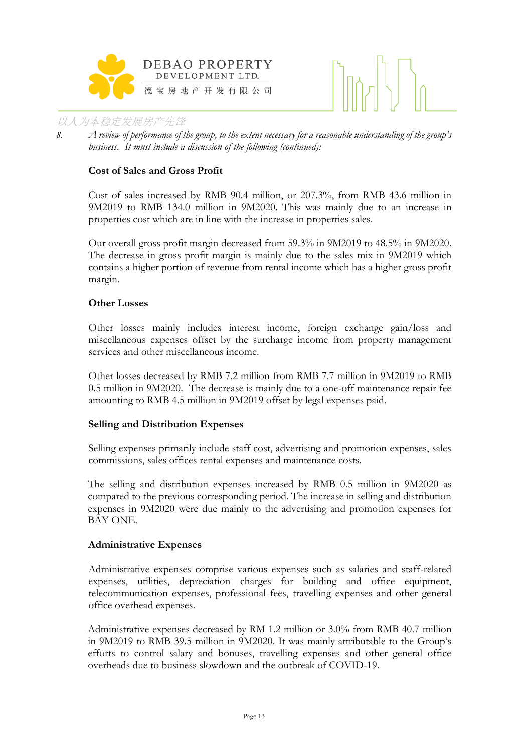8. *A review of performance of the group, to the extent necessary for a reasonable understanding of the group's business. It must include a discussion of the following (continued):*

**Cost of Sales and Gross Profit**

Cost of sales increased by RMB 90.4 million, or 207.3%, from RMB 43.6 million in 9M2019 to RMB 134.0 million in 9M2020. This was mainly due to an increase in properties cost which are in line with the increase in properties sales.

Our overall gross profit margin decreased from 59.3% in 9M2019 to 48.5% in 9M2020. The decrease in gross profit margin is mainly due to the sales mix in 9M2019 which contains a higher portion of revenue from rental income which has a higher gross profit margin.

**Other Losses**

Other losses mainly includes interest income, foreign exchange gain/loss and miscellaneous expenses offset by the surcharge income from property management services and other miscellaneous income.

Other losses decreased by RMB 7.2 million from RMB 7.7 million in 9M2019 to RMB 0.5 million in 9M2020. The decrease is mainly due to a one-off maintenance repair fee amounting to RMB 4.5 million in 9M2019 offset by legal expenses paid.

**Selling and Distribution Expenses**

Selling expenses primarily include staff cost, advertising and promotion expenses, sales commissions, sales offices rental expenses and maintenance costs.

The selling and distribution expenses increased by RMB 0.5 million in 9M2020 as compared to the previous corresponding period. The increase in selling and distribution expenses in 9M2020 were due mainly to the advertising and promotion expenses for BAY ONE.

**Administrative Expenses**

Administrative expenses comprise various expenses such as salaries and staff-related expenses, utilities, depreciation charges for building and office equipment, telecommunication expenses, professional fees, travelling expenses and other general office overhead expenses.

Administrative expenses decreased by RM 1.2 million or 3.0% from RMB 40.7 million in 9M2019 to RMB 39.5 million in 9M2020. It was mainly attributable to the Group's efforts to control salary and bonuses, travelling expenses and other general office overheads due to business slowdown and the outbreak of COVID-19.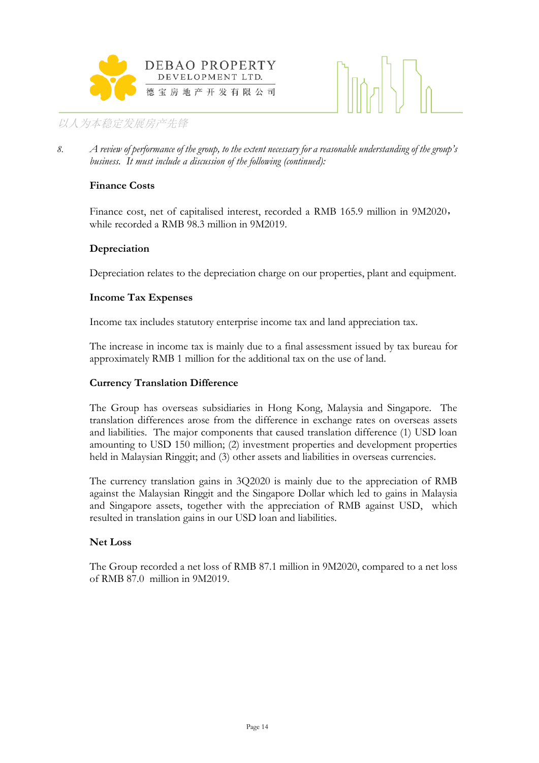8. *A review of performance of the group, to the extent necessary for a reasonable understanding of the group's business. It must include a discussion of the following (continued):*

**Finance Costs**

Finance cost, net of capitalised interest, recorded a RMB 165.9 million in 9M2020，while recorded a RMB 98.3 million in 9M2019.

**Depreciation**

Depreciation relates to the depreciation charge on our properties, plant and equipment.

**Income Tax Expenses**

Income tax includes statutory enterprise income tax and land appreciation tax.

The increase in income tax is mainly due to a final assessment issued by tax bureau for approximately RMB 1 million for the additional tax on the use of land.

**Currency Translation Difference**

The Group has overseas subsidiaries in Hong Kong, Malaysia and Singapore. The translation differences arose from the difference in exchange rates on overseas assets and liabilities. The major components that caused translation difference (1) USD loan amounting to USD 150 million; (2) investment properties and development properties held in Malaysian Ringgit; and (3) other assets and liabilities in overseas currencies.

The currency translation gains in 3Q2020 is mainly due to the appreciation of RMB against the Malaysian Ringgit and the Singapore Dollar which led to gains in Malaysia and Singapore assets, together with the appreciation of RMB against USD, which resulted in translation gains in our USD loan and liabilities.

**Net Loss**

The Group recorded a net loss of RMB 87.1 million in 9M2020, compared to a net loss of RMB 87.0 million in 9M2019.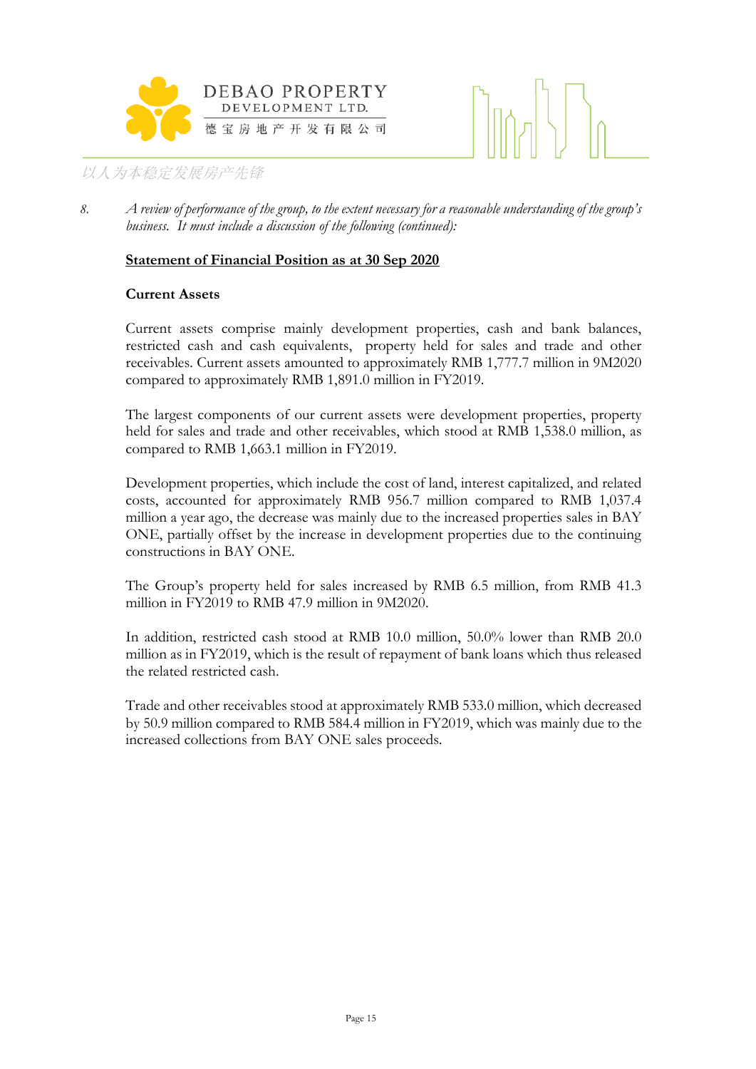8. *A review of performance of the group, to the extent necessary for a reasonable understanding of the group's business. It must include a discussion of the following (continued):*

**Statement of Financial Position as at 30 Sep 2020**

**Current Assets**

Current assets comprise mainly development properties, cash and bank balances, restricted cash and cash equivalents, property held for sales and trade and other receivables. Current assets amounted to approximately RMB 1,777.7 million in 9M2020 compared to approximately RMB 1,891.0 million in FY2019.

The largest components of our current assets were development properties, property held for sales and trade and other receivables, which stood at RMB 1,538.0 million, as compared to RMB 1,663.1 million in FY2019.

Development properties, which include the cost of land, interest capitalized, and related costs, accounted for approximately RMB 956.7 million compared to RMB 1,037.4 million a year ago, the decrease was mainly due to the increased properties sales in BAY ONE, partially offset by the increase in development properties due to the continuing constructions in BAY ONE.

The Group's property held for sales increased by RMB 6.5 million, from RMB 41.3 million in FY2019 to RMB 47.9 million in 9M2020.

In addition, restricted cash stood at RMB 10.0 million, 50.0% lower than RMB 20.0 million as in FY2019, which is the result of repayment of bank loans which thus released the related restricted cash.

Trade and other receivables stood at approximately RMB 533.0 million, which decreased by 50.9 million compared to RMB 584.4 million in FY2019, which was mainly due to the increased collections from BAY ONE sales proceeds.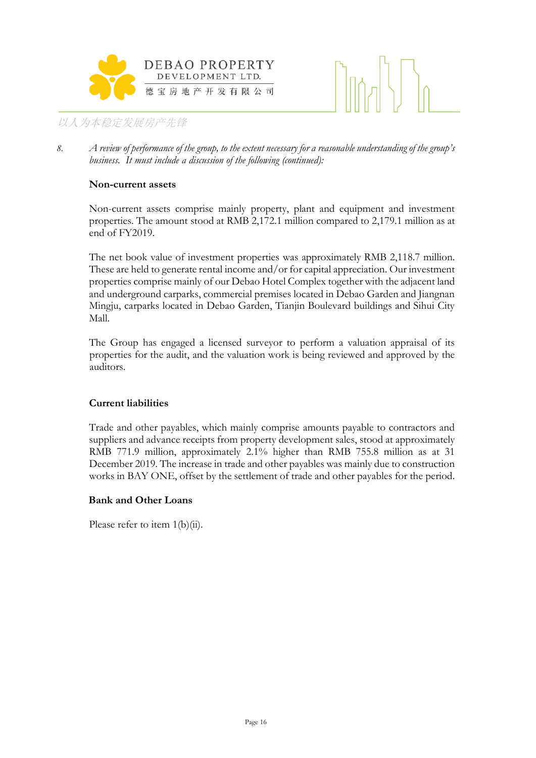8. *A review of performance of the group, to the extent necessary for a reasonable understanding of the group's business. It must include a discussion of the following (continued):*

**Non-current assets**

Non-current assets comprise mainly property, plant and equipment and investment properties. The amount stood at RMB 2,172.1 million compared to 2,179.1 million as at end of FY2019.

The net book value of investment properties was approximately RMB 2,118.7 million. These are held to generate rental income and/or for capital appreciation. Our investment properties comprise mainly of our Debao Hotel Complex together with the adjacent land and underground carparks, commercial premises located in Debao Garden and Jiangnan Mingju, carparks located in Debao Garden, Tianjin Boulevard buildings and Sihui City Mall.

The Group has engaged a licensed surveyor to perform a valuation appraisal of its properties for the audit, and the valuation work is being reviewed and approved by the auditors.

**Current liabilities**

Trade and other payables, which mainly comprise amounts payable to contractors and suppliers and advance receipts from property development sales, stood at approximately RMB 771.9 million, approximately 2.1% higher than RMB 755.8 million as at 31 December 2019. The increase in trade and other payables was mainly due to construction works in BAY ONE, offset by the settlement of trade and other payables for the period.

**Bank and Other Loans**

Please refer to item 1(b)(ii).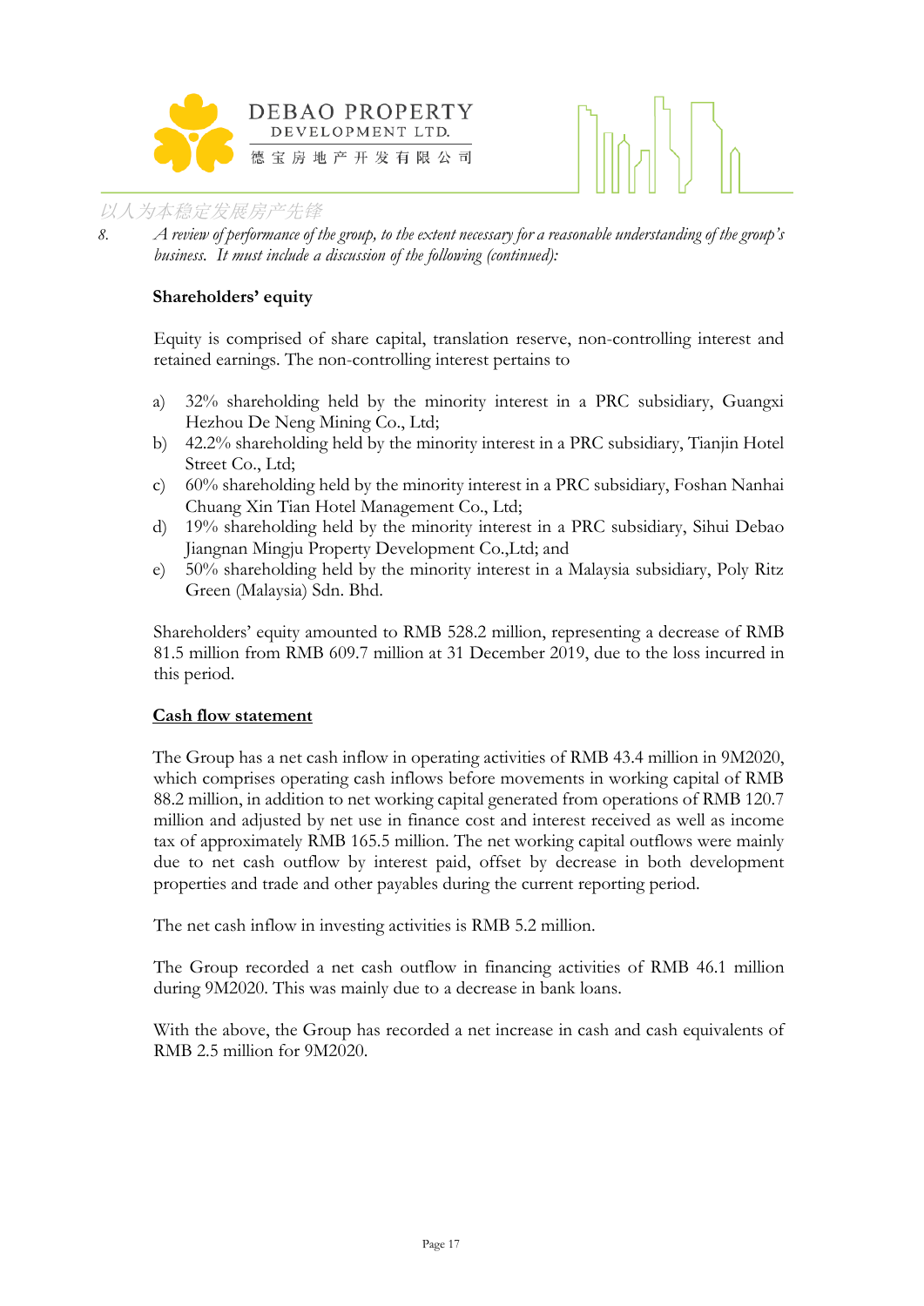8. *A review of performance of the group, to the extent necessary for a reasonable understanding of the group's business. It must include a discussion of the following (continued):*

**Shareholders' equity**

Equity is comprised of share capital, translation reserve, non-controlling interest and retained earnings. The non-controlling interest pertains to

a) 32% shareholding held by the minority interest in a PRC subsidiary, Guangxi Hezhou De Neng Mining Co., Ltd;
b) 42.2% shareholding held by the minority interest in a PRC subsidiary, Tianjin Hotel Street Co., Ltd;
c) 60% shareholding held by the minority interest in a PRC subsidiary, Foshan Nanhai Chuang Xin Tian Hotel Management Co., Ltd;
d) 19% shareholding held by the minority interest in a PRC subsidiary, Sihui Debao Jiangnan Mingju Property Development Co.,Ltd; and
e) 50% shareholding held by the minority interest in a Malaysia subsidiary, Poly Ritz Green (Malaysia) Sdn. Bhd.

Shareholders' equity amounted to RMB 528.2 million, representing a decrease of RMB 81.5 million from RMB 609.7 million at 31 December 2019, due to the loss incurred in this period.

**Cash flow statement**

The Group has a net cash inflow in operating activities of RMB 43.4 million in 9M2020, which comprises operating cash inflows before movements in working capital of RMB 88.2 million, in addition to net working capital generated from operations of RMB 120.7 million and adjusted by net use in finance cost and interest received as well as income tax of approximately RMB 165.5 million. The net working capital outflows were mainly due to net cash outflow by interest paid, offset by decrease in both development properties and trade and other payables during the current reporting period.

The net cash inflow in investing activities is RMB 5.2 million.

The Group recorded a net cash outflow in financing activities of RMB 46.1 million during 9M2020. This was mainly due to a decrease in bank loans.

With the above, the Group has recorded a net increase in cash and cash equivalents of RMB 2.5 million for 9M2020.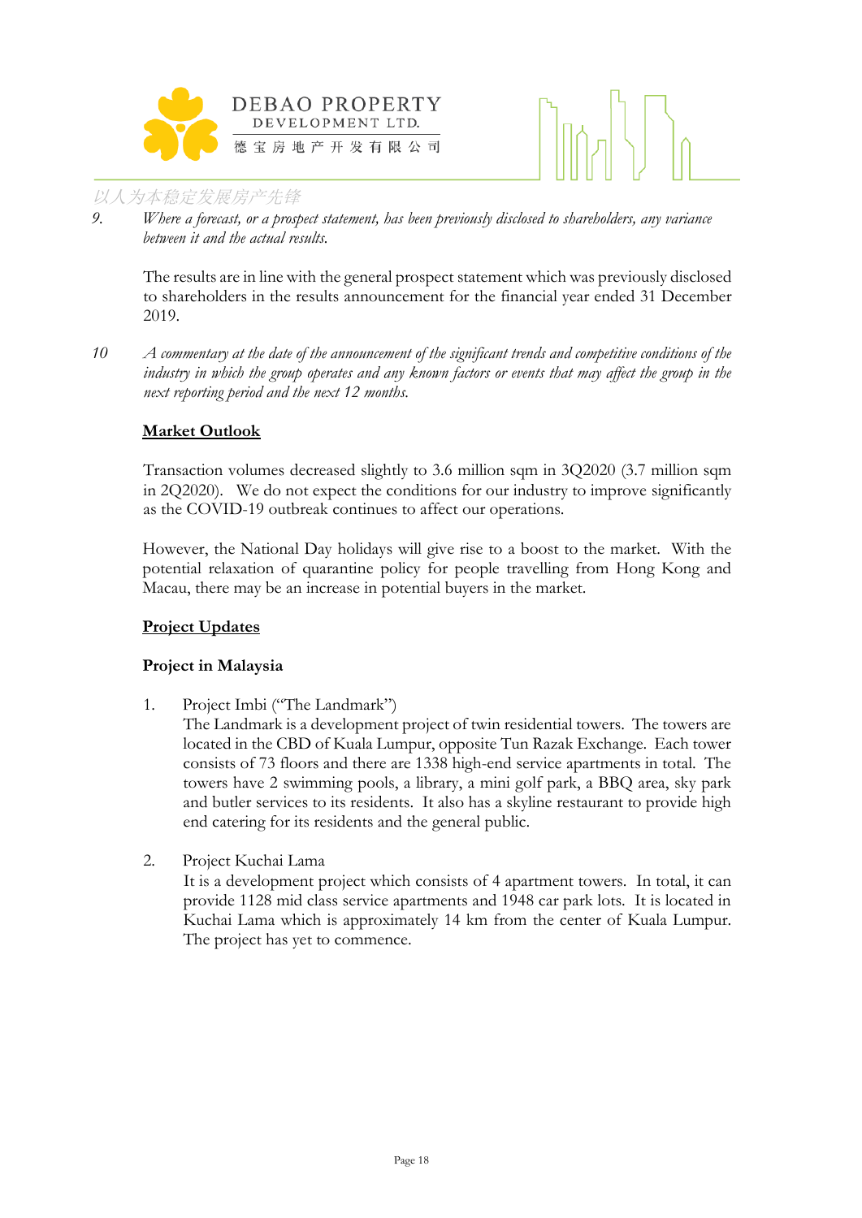9. *Where a forecast, or a prospect statement, has been previously disclosed to shareholders, any variance between it and the actual results.*

The results are in line with the general prospect statement which was previously disclosed to shareholders in the results announcement for the financial year ended 31 December 2019.

10 *A commentary at the date of the announcement of the significant trends and competitive conditions of the industry in which the group operates and any known factors or events that may affect the group in the next reporting period and the next 12 months.*

**Market Outlook**

Transaction volumes decreased slightly to 3.6 million sqm in 3Q2020 (3.7 million sqm in 2Q2020). We do not expect the conditions for our industry to improve significantly as the COVID-19 outbreak continues to affect our operations.

However, the National Day holidays will give rise to a boost to the market. With the potential relaxation of quarantine policy for people travelling from Hong Kong and Macau, there may be an increase in potential buyers in the market.

**Project Updates**

**Project in Malaysia**

1. Project Imbi ("The Landmark")
The Landmark is a development project of twin residential towers. The towers are located in the CBD of Kuala Lumpur, opposite Tun Razak Exchange. Each tower consists of 73 floors and there are 1338 high-end service apartments in total. The towers have 2 swimming pools, a library, a mini golf park, a BBQ area, sky park and butler services to its residents. It also has a skyline restaurant to provide high end catering for its residents and the general public.

2. Project Kuchai Lama
It is a development project which consists of 4 apartment towers. In total, it can provide 1128 mid class service apartments and 1948 car park lots. It is located in Kuchai Lama which is approximately 14 km from the center of Kuala Lumpur. The project has yet to commence.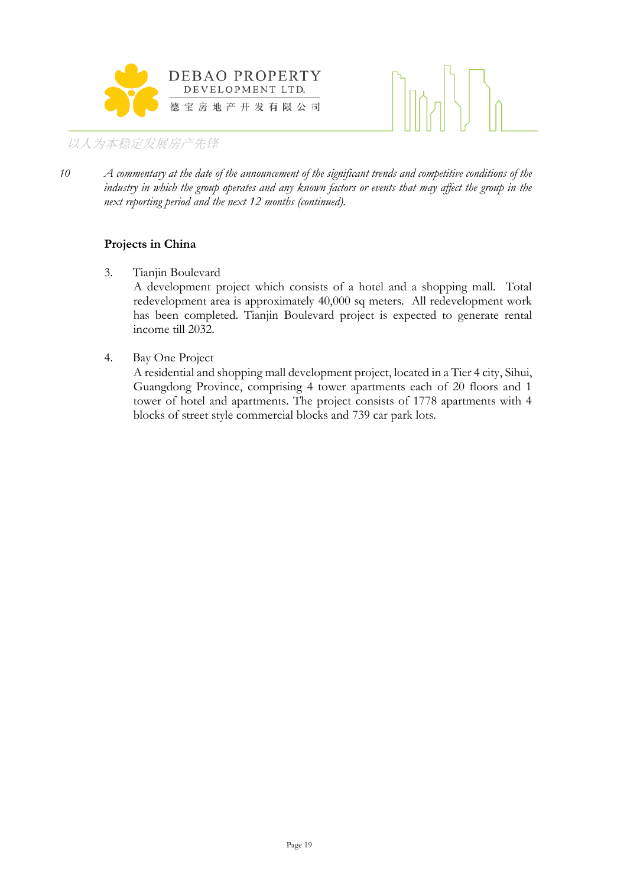10 *A commentary at the date of the announcement of the significant trends and competitive conditions of the industry in which the group operates and any known factors or events that may affect the group in the next reporting period and the next 12 months (continued).*

**Projects in China**

3. Tianjin Boulevard
   A development project which consists of a hotel and a shopping mall. Total redevelopment area is approximately 40,000 sq meters. All redevelopment work has been completed. Tianjin Boulevard project is expected to generate rental income till 2032.

4. Bay One Project
   A residential and shopping mall development project, located in a Tier 4 city, Sihui, Guangdong Province, comprising 4 tower apartments each of 20 floors and 1 tower of hotel and apartments. The project consists of 1778 apartments with 4 blocks of street style commercial blocks and 739 car park lots.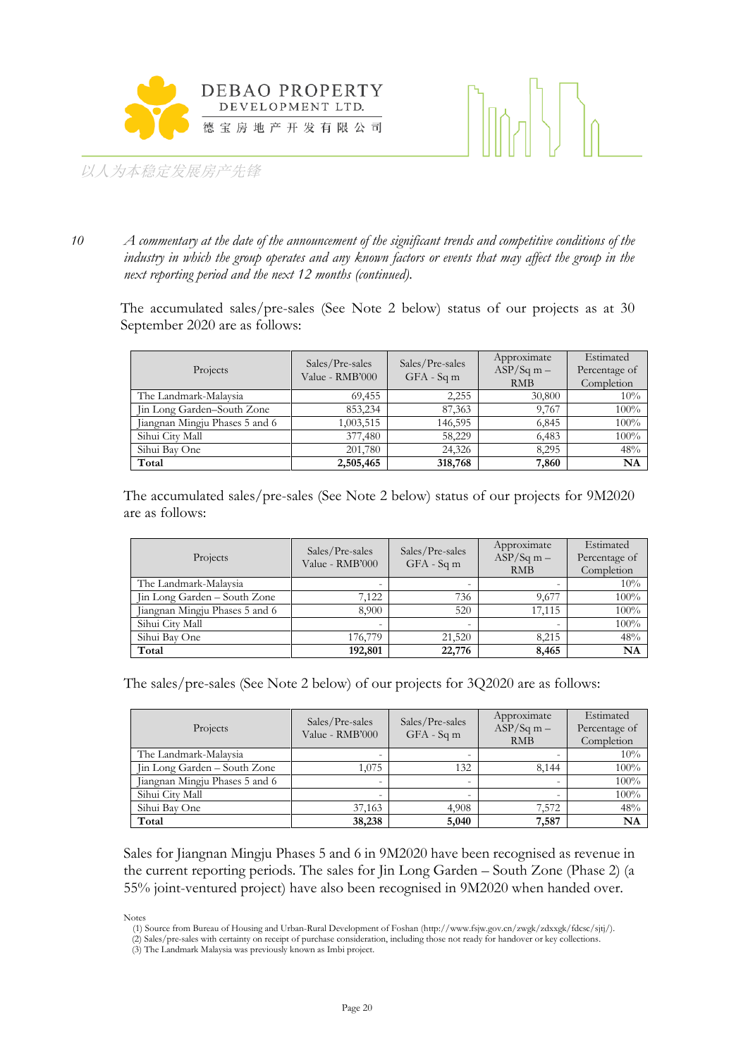10 *A commentary at the date of the announcement of the significant trends and competitive conditions of the industry in which the group operates and any known factors or events that may affect the group in the next reporting period and the next 12 months (continued).*

The accumulated sales/pre-sales (See Note 2 below) status of our projects as at 30 September 2020 are as follows:

| Projects | Sales/Pre-sales Value - RMB'000 | Sales/Pre-sales GFA - Sq m | Approximate ASP/Sq m – RMB | Estimated Percentage of Completion |
|---|---|---|---|---|
| The Landmark-Malaysia | 69,455 | 2,255 | 30,800 | 10% |
| Jin Long Garden–South Zone | 853,234 | 87,363 | 9,767 | 100% |
| Jiangnan Mingju Phases 5 and 6 | 1,003,515 | 146,595 | 6,845 | 100% |
| Sihui City Mall | 377,480 | 58,229 | 6,483 | 100% |
| Sihui Bay One | 201,780 | 24,326 | 8,295 | 48% |
| **Total** | **2,505,465** | **318,768** | **7,860** | **NA** |

The accumulated sales/pre-sales (See Note 2 below) status of our projects for 9M2020 are as follows:

| Projects | Sales/Pre-sales Value - RMB'000 | Sales/Pre-sales GFA - Sq m | Approximate ASP/Sq m – RMB | Estimated Percentage of Completion |
|---|---|---|---|---|
| The Landmark-Malaysia | - | - | - | 10% |
| Jin Long Garden – South Zone | 7,122 | 736 | 9,677 | 100% |
| Jiangnan Mingju Phases 5 and 6 | 8,900 | 520 | 17,115 | 100% |
| Sihui City Mall | - | - | - | 100% |
| Sihui Bay One | 176,779 | 21,520 | 8,215 | 48% |
| **Total** | **192,801** | **22,776** | **8,465** | **NA** |

The sales/pre-sales (See Note 2 below) of our projects for 3Q2020 are as follows:

| Projects | Sales/Pre-sales Value - RMB'000 | Sales/Pre-sales GFA - Sq m | Approximate ASP/Sq m – RMB | Estimated Percentage of Completion |
|---|---|---|---|---|
| The Landmark-Malaysia | - | - | - | 10% |
| Jin Long Garden – South Zone | 1,075 | 132 | 8,144 | 100% |
| Jiangnan Mingju Phases 5 and 6 | - | - | - | 100% |
| Sihui City Mall | - | - | - | 100% |
| Sihui Bay One | 37,163 | 4,908 | 7,572 | 48% |
| **Total** | **38,238** | **5,040** | **7,587** | **NA** |

Sales for Jiangnan Mingju Phases 5 and 6 in 9M2020 have been recognised as revenue in the current reporting periods. The sales for Jin Long Garden – South Zone (Phase 2) (a 55% joint-ventured project) have also been recognised in 9M2020 when handed over.

Notes
(1) Source from Bureau of Housing and Urban-Rural Development of Foshan (http://www.fsjw.gov.cn/zwgk/zdxxgk/fdcsc/sjtj/).
(2) Sales/pre-sales with certainty on receipt of purchase consideration, including those not ready for handover or key collections.
(3) The Landmark Malaysia was previously known as Imbi project.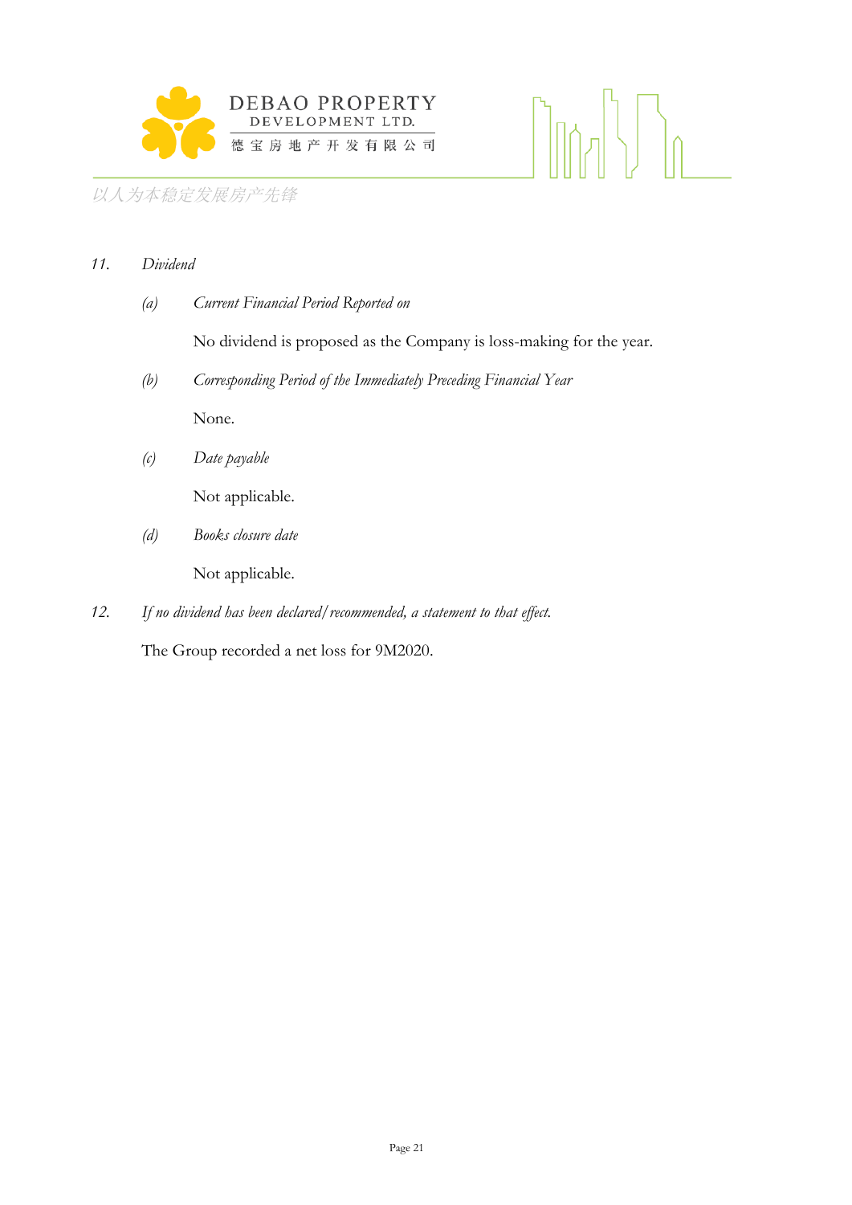11. *Dividend*

(a) *Current Financial Period Reported on*

No dividend is proposed as the Company is loss-making for the year.

(b) *Corresponding Period of the Immediately Preceding Financial Year*

None.

(c) *Date payable*

Not applicable.

(d) *Books closure date*

Not applicable.

12. *If no dividend has been declared/recommended, a statement to that effect.*

The Group recorded a net loss for 9M2020.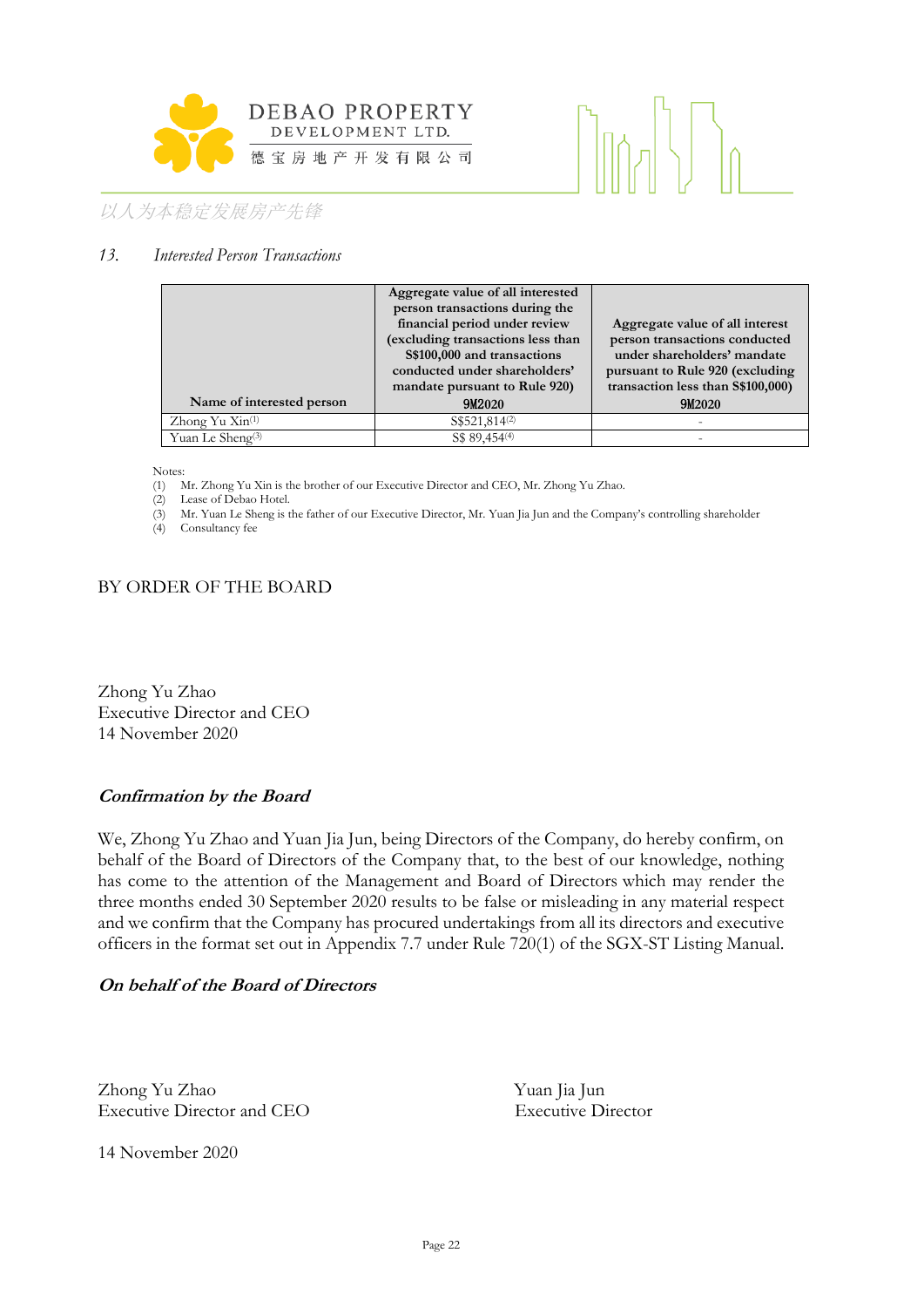### 13. *Interested Person Transactions*

| Name of interested person | Aggregate value of all interested person transactions during the financial period under review (excluding transactions less than S$100,000 and transactions conducted under shareholders' mandate pursuant to Rule 920) 9M2020 | Aggregate value of all interest person transactions conducted under shareholders' mandate pursuant to Rule 920 (excluding transaction less than S$100,000) 9M2020 |
|---|---|---|
| Zhong Yu Xin[(1)] | S$521,814[(2)] | - |
| Yuan Le Sheng[(3)] | S$ 89,454[(4)] | - |

Notes:
(1) Mr. Zhong Yu Xin is the brother of our Executive Director and CEO, Mr. Zhong Yu Zhao.
(2) Lease of Debao Hotel.
(3) Mr. Yuan Le Sheng is the father of our Executive Director, Mr. Yuan Jia Jun and the Company's controlling shareholder
(4) Consultancy fee

BY ORDER OF THE BOARD

Zhong Yu Zhao
Executive Director and CEO
14 November 2020

***Confirmation by the Board***

We, Zhong Yu Zhao and Yuan Jia Jun, being Directors of the Company, do hereby confirm, on behalf of the Board of Directors of the Company that, to the best of our knowledge, nothing has come to the attention of the Management and Board of Directors which may render the three months ended 30 September 2020 results to be false or misleading in any material respect and we confirm that the Company has procured undertakings from all its directors and executive officers in the format set out in Appendix 7.7 under Rule 720(1) of the SGX-ST Listing Manual.

***On behalf of the Board of Directors***

Zhong Yu Zhao
Executive Director and CEO

Yuan Jia Jun
Executive Director

14 November 2020